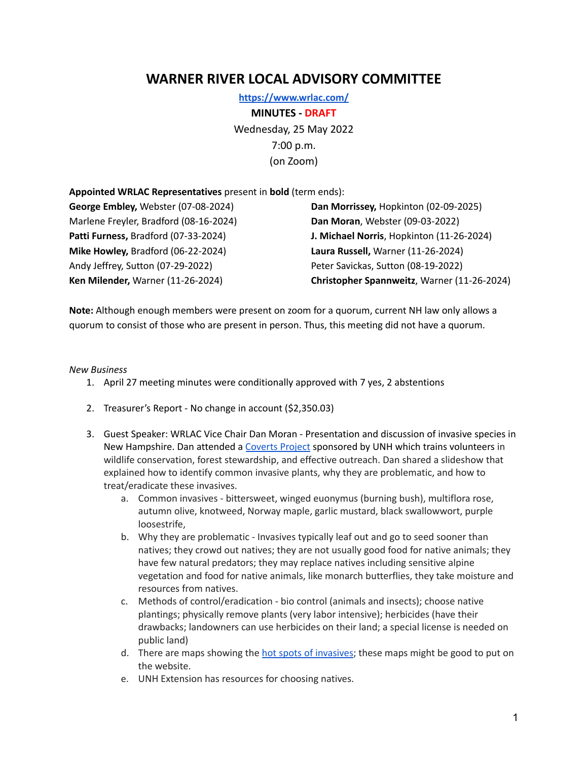# WARNER RIVER LOCAL ADVISORY COMMITTEE

**[https://www.wrlac.com/](https://www.wrlac.com/)**

**MINUTES - DRAFT**

Wednesday, 25 May 2022

7:00 p.m.

(on Zoom)

**Appointed WRLAC Representatives** present in **bold** (term ends):

**George Embley,** Webster (07-08-2024)
Marlene Freyler, Bradford (08-16-2024)
**Patti Furness,** Bradford (07-33-2024)
**Mike Howley,** Bradford (06-22-2024)
Andy Jeffrey, Sutton (07-29-2022)
**Ken Milender,** Warner (11-26-2024)
**Dan Morrissey,** Hopkinton (02-09-2025)
**Dan Moran**, Webster (09-03-2022)
**J. Michael Norris**, Hopkinton (11-26-2024)
**Laura Russell,** Warner (11-26-2024)
Peter Savickas, Sutton (08-19-2022)
**Christopher Spannweitz**, Warner (11-26-2024)

**Note:** Although enough members were present on zoom for a quorum, current NH law only allows a quorum to consist of those who are present in person. Thus, this meeting did not have a quorum.

*New Business*

1. April 27 meeting minutes were conditionally approved with 7 yes, 2 abstentions

2. Treasurer's Report - No change in account ($2,350.03)

3. Guest Speaker: WRLAC Vice Chair Dan Moran - Presentation and discussion of invasive species in New Hampshire. Dan attended a Coverts Project sponsored by UNH which trains volunteers in wildlife conservation, forest stewardship, and effective outreach. Dan shared a slideshow that explained how to identify common invasive plants, why they are problematic, and how to treat/eradicate these invasives.
   a. Common invasives - bittersweet, winged euonymus (burning bush), multiflora rose, autumn olive, knotweed, Norway maple, garlic mustard, black swallowwort, purple loosestrife,
   b. Why they are problematic - Invasives typically leaf out and go to seed sooner than natives; they crowd out natives; they are not usually good food for native animals; they have few natural predators; they may replace natives including sensitive alpine vegetation and food for native animals, like monarch butterflies, they take moisture and resources from natives.
   c. Methods of control/eradication - bio control (animals and insects); choose native plantings; physically remove plants (very labor intensive); herbicides (have their drawbacks; landowners can use herbicides on their land; a special license is needed on public land)
   d. There are maps showing the hot spots of invasives; these maps might be good to put on the website.
   e. UNH Extension has resources for choosing natives.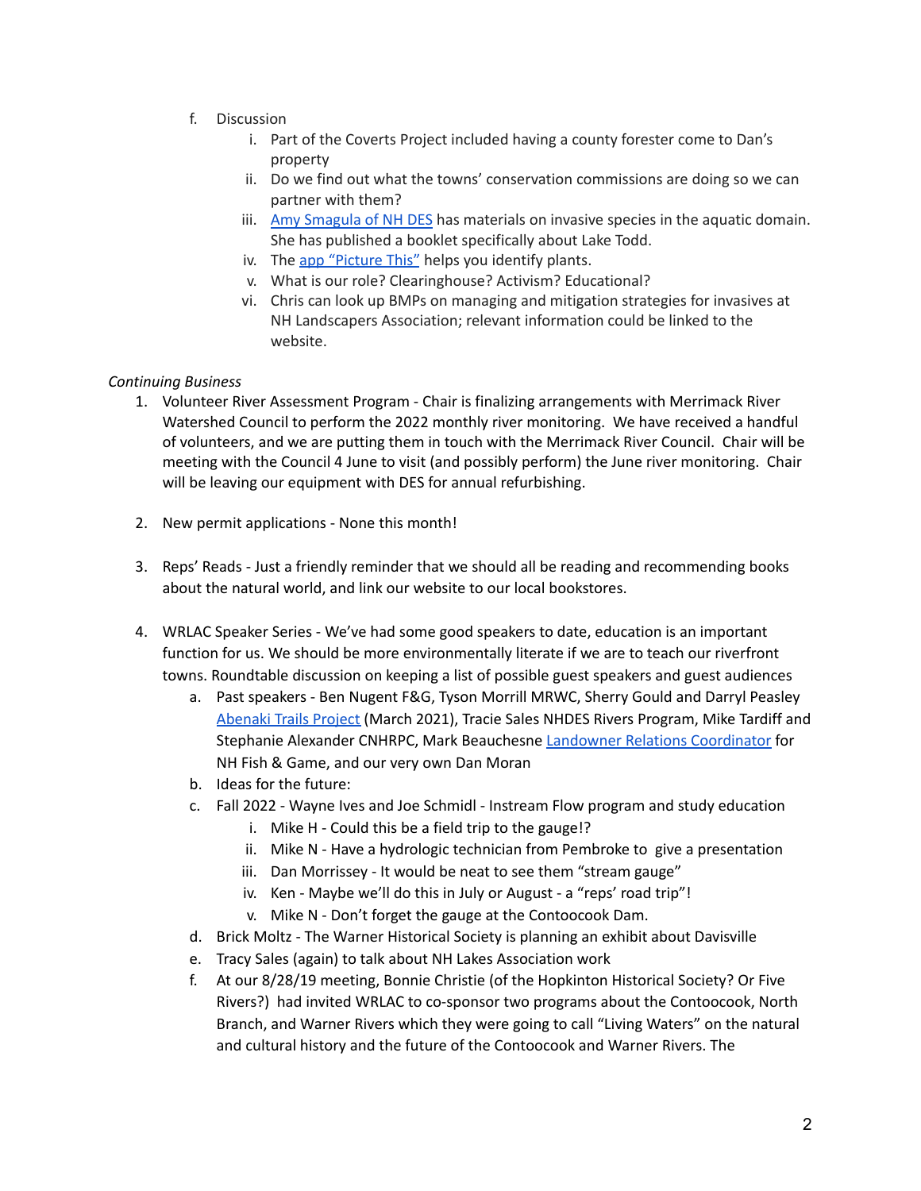f. Discussion
    i. Part of the Coverts Project included having a county forester come to Dan's property
    ii. Do we find out what the towns' conservation commissions are doing so we can partner with them?
    iii. Amy Smagula of NH DES has materials on invasive species in the aquatic domain. She has published a booklet specifically about Lake Todd.
    iv. The app "Picture This" helps you identify plants.
    v. What is our role? Clearinghouse? Activism? Educational?
    vi. Chris can look up BMPs on managing and mitigation strategies for invasives at NH Landscapers Association; relevant information could be linked to the website.

*Continuing Business*

1. Volunteer River Assessment Program - Chair is finalizing arrangements with Merrimack River Watershed Council to perform the 2022 monthly river monitoring. We have received a handful of volunteers, and we are putting them in touch with the Merrimack River Council. Chair will be meeting with the Council 4 June to visit (and possibly perform) the June river monitoring. Chair will be leaving our equipment with DES for annual refurbishing.

2. New permit applications - None this month!

3. Reps' Reads - Just a friendly reminder that we should all be reading and recommending books about the natural world, and link our website to our local bookstores.

4. WRLAC Speaker Series - We've had some good speakers to date, education is an important function for us. We should be more environmentally literate if we are to teach our riverfront towns. Roundtable discussion on keeping a list of possible guest speakers and guest audiences
    a. Past speakers - Ben Nugent F&G, Tyson Morrill MRWC, Sherry Gould and Darryl Peasley Abenaki Trails Project (March 2021), Tracie Sales NHDES Rivers Program, Mike Tardiff and Stephanie Alexander CNHRPC, Mark Beauchesne Landowner Relations Coordinator for NH Fish & Game, and our very own Dan Moran
    b. Ideas for the future:
    c. Fall 2022 - Wayne Ives and Joe Schmidl - Instream Flow program and study education
        i. Mike H - Could this be a field trip to the gauge!?
        ii. Mike N - Have a hydrologic technician from Pembroke to give a presentation
        iii. Dan Morrissey - It would be neat to see them "stream gauge"
        iv. Ken - Maybe we'll do this in July or August - a "reps' road trip"!
        v. Mike N - Don't forget the gauge at the Contoocook Dam.
    d. Brick Moltz - The Warner Historical Society is planning an exhibit about Davisville
    e. Tracy Sales (again) to talk about NH Lakes Association work
    f. At our 8/28/19 meeting, Bonnie Christie (of the Hopkinton Historical Society? Or Five Rivers?) had invited WRLAC to co-sponsor two programs about the Contoocook, North Branch, and Warner Rivers which they were going to call "Living Waters" on the natural and cultural history and the future of the Contoocook and Warner Rivers. The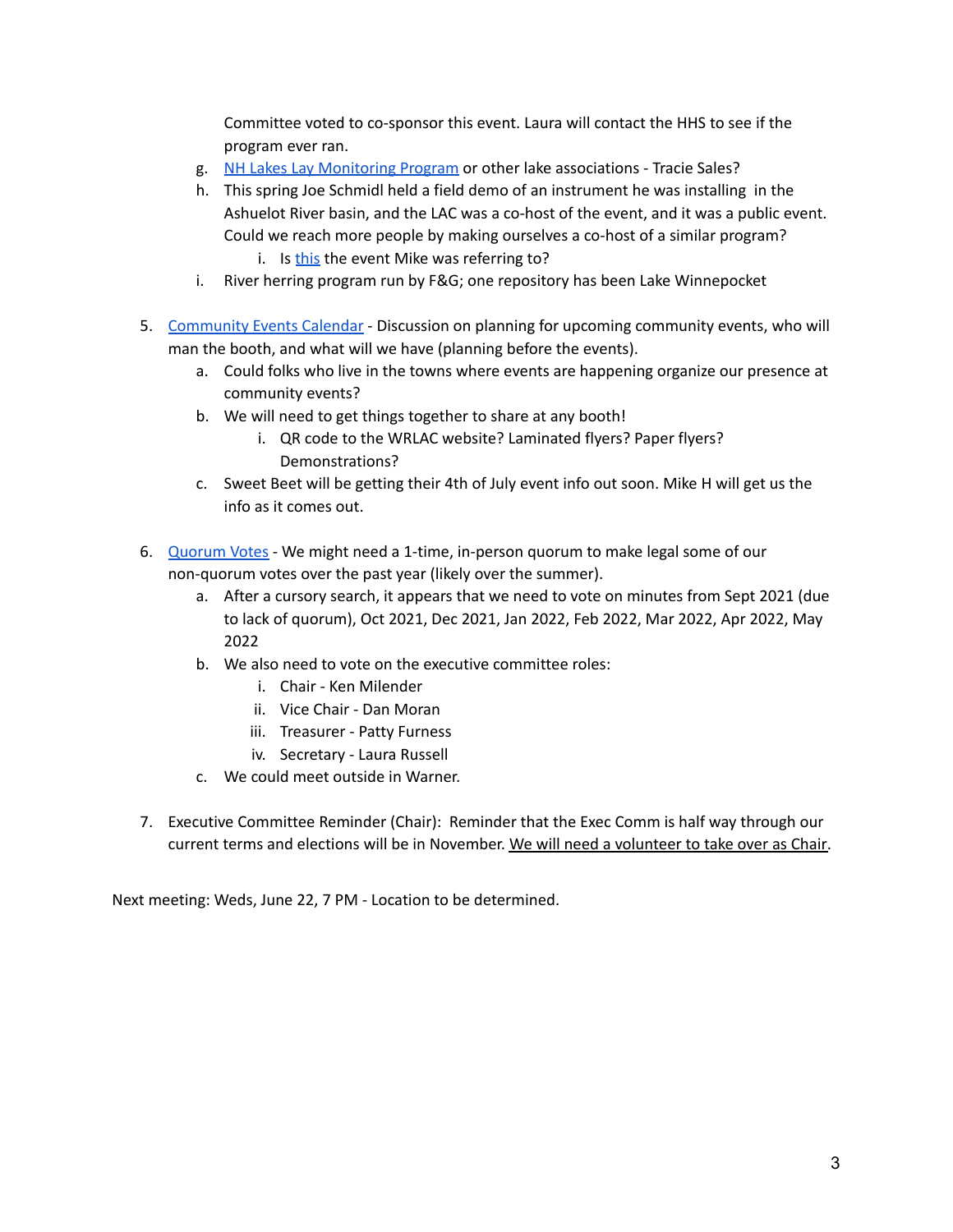Committee voted to co-sponsor this event. Laura will contact the HHS to see if the program ever ran.

   g. NH Lakes Lay Monitoring Program or other lake associations - Tracie Sales?
   h. This spring Joe Schmidl held a field demo of an instrument he was installing in the Ashuelot River basin, and the LAC was a co-host of the event, and it was a public event. Could we reach more people by making ourselves a co-host of a similar program?
      i. Is this the event Mike was referring to?
   i. River herring program run by F&G; one repository has been Lake Winnepocket

5. Community Events Calendar - Discussion on planning for upcoming community events, who will man the booth, and what will we have (planning before the events).
   a. Could folks who live in the towns where events are happening organize our presence at community events?
   b. We will need to get things together to share at any booth!
      i. QR code to the WRLAC website? Laminated flyers? Paper flyers? Demonstrations?
   c. Sweet Beet will be getting their 4th of July event info out soon. Mike H will get us the info as it comes out.

6. Quorum Votes - We might need a 1-time, in-person quorum to make legal some of our non-quorum votes over the past year (likely over the summer).
   a. After a cursory search, it appears that we need to vote on minutes from Sept 2021 (due to lack of quorum), Oct 2021, Dec 2021, Jan 2022, Feb 2022, Mar 2022, Apr 2022, May 2022
   b. We also need to vote on the executive committee roles:
      i. Chair - Ken Milender
      ii. Vice Chair - Dan Moran
      iii. Treasurer - Patty Furness
      iv. Secretary - Laura Russell
   c. We could meet outside in Warner.

7. Executive Committee Reminder (Chair): Reminder that the Exec Comm is half way through our current terms and elections will be in November. We will need a volunteer to take over as Chair.

Next meeting: Weds, June 22, 7 PM - Location to be determined.